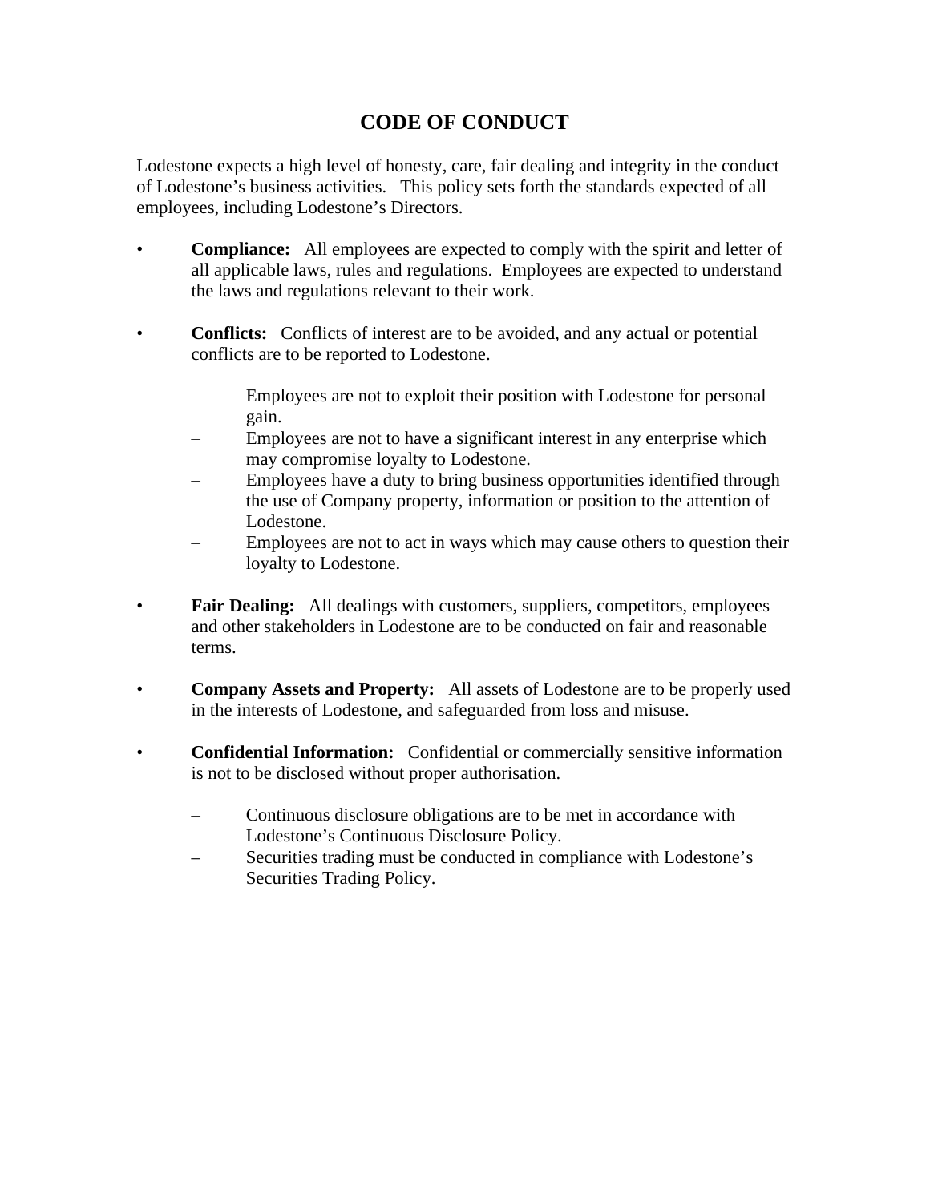# CODE OF CONDUCT

Lodestone expects a high level of honesty, care, fair dealing and integrity in the conduct of Lodestone's business activities. This policy sets forth the standards expected of all employees, including Lodestone's Directors.

- **Compliance:** All employees are expected to comply with the spirit and letter of all applicable laws, rules and regulations. Employees are expected to understand the laws and regulations relevant to their work.

- **Conflicts:** Conflicts of interest are to be avoided, and any actual or potential conflicts are to be reported to Lodestone.

  - Employees are not to exploit their position with Lodestone for personal gain.
  - Employees are not to have a significant interest in any enterprise which may compromise loyalty to Lodestone.
  - Employees have a duty to bring business opportunities identified through the use of Company property, information or position to the attention of Lodestone.
  - Employees are not to act in ways which may cause others to question their loyalty to Lodestone.

- **Fair Dealing:** All dealings with customers, suppliers, competitors, employees and other stakeholders in Lodestone are to be conducted on fair and reasonable terms.

- **Company Assets and Property:** All assets of Lodestone are to be properly used in the interests of Lodestone, and safeguarded from loss and misuse.

- **Confidential Information:** Confidential or commercially sensitive information is not to be disclosed without proper authorisation.

  - Continuous disclosure obligations are to be met in accordance with Lodestone's Continuous Disclosure Policy.
  - Securities trading must be conducted in compliance with Lodestone's Securities Trading Policy.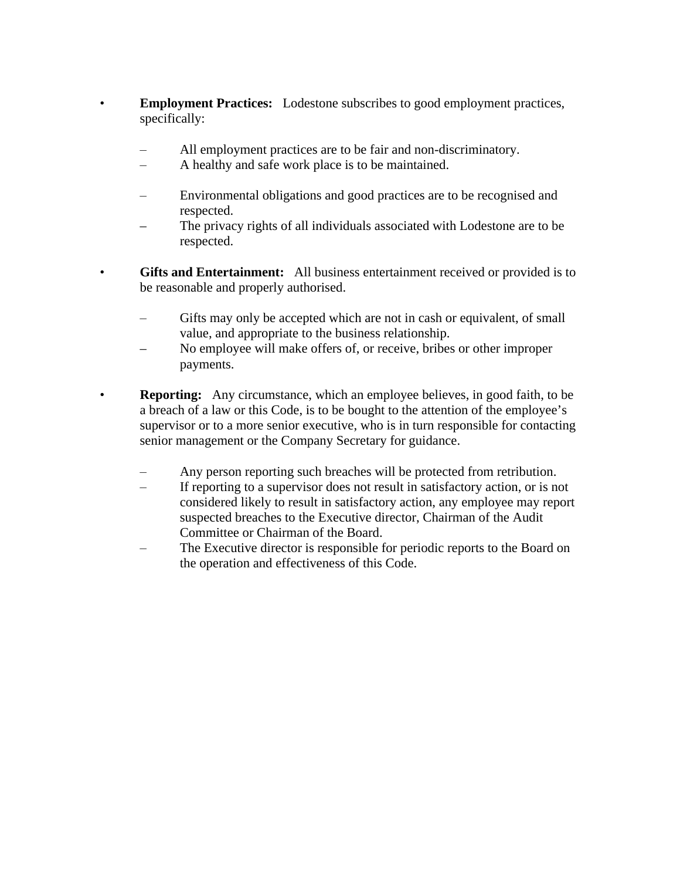- **Employment Practices:** Lodestone subscribes to good employment practices, specifically:

  - All employment practices are to be fair and non-discriminatory.
  - A healthy and safe work place is to be maintained.
  - Environmental obligations and good practices are to be recognised and respected.
  - The privacy rights of all individuals associated with Lodestone are to be respected.

- **Gifts and Entertainment:** All business entertainment received or provided is to be reasonable and properly authorised.

  - Gifts may only be accepted which are not in cash or equivalent, of small value, and appropriate to the business relationship.
  - No employee will make offers of, or receive, bribes or other improper payments.

- **Reporting:** Any circumstance, which an employee believes, in good faith, to be a breach of a law or this Code, is to be bought to the attention of the employee's supervisor or to a more senior executive, who is in turn responsible for contacting senior management or the Company Secretary for guidance.

  - Any person reporting such breaches will be protected from retribution.
  - If reporting to a supervisor does not result in satisfactory action, or is not considered likely to result in satisfactory action, any employee may report suspected breaches to the Executive director, Chairman of the Audit Committee or Chairman of the Board.
  - The Executive director is responsible for periodic reports to the Board on the operation and effectiveness of this Code.